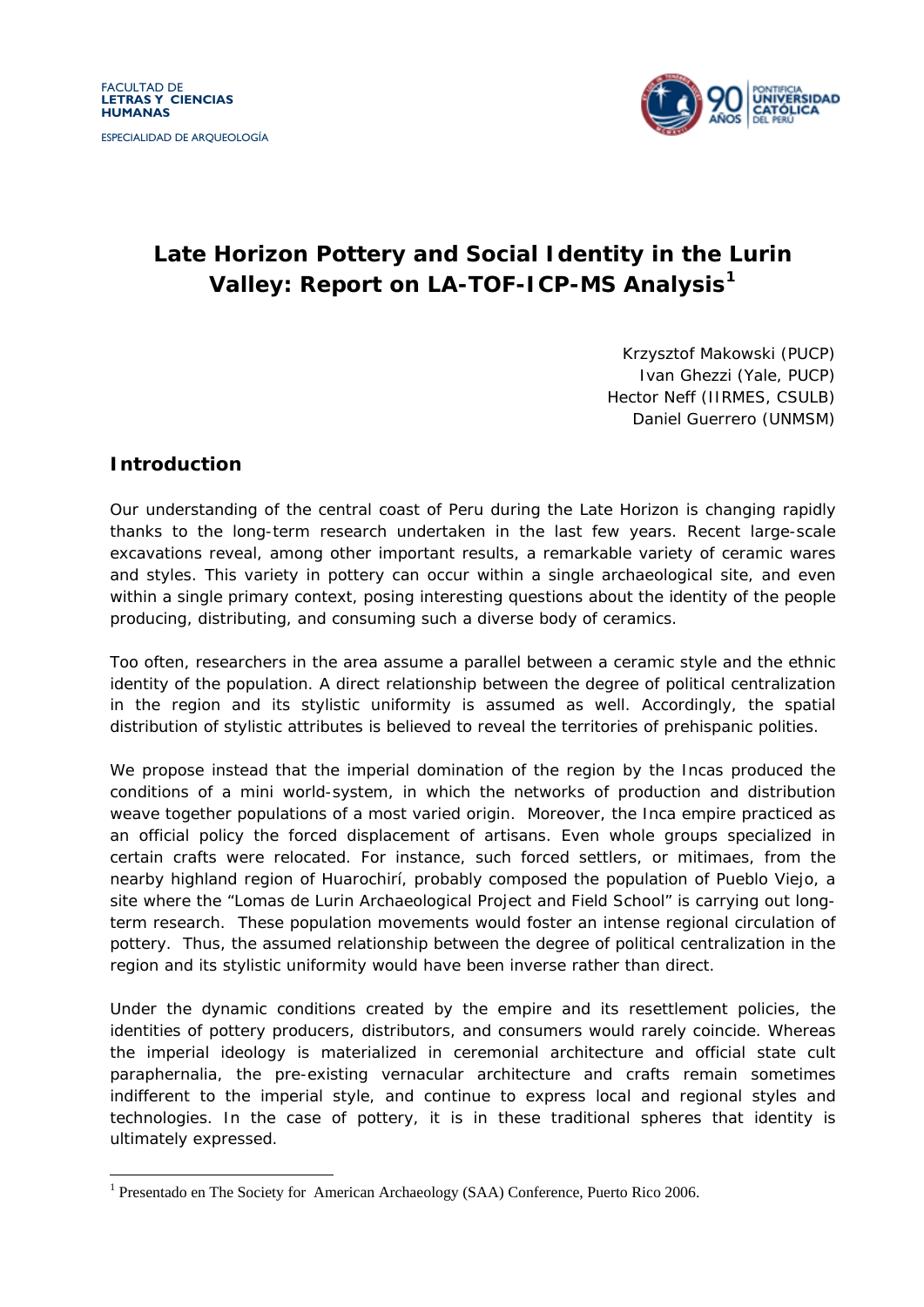FACULTAD DE
**LETRAS Y CIENCIAS HUMANAS**

ESPECIALIDAD DE ARQUEOLOGÍA

# Late Horizon Pottery and Social Identity in the Lurin Valley: Report on LA-TOF-ICP-MS Analysis[1]

Krzysztof Makowski (PUCP)
Ivan Ghezzi (Yale, PUCP)
Hector Neff (IIRMES, CSULB)
Daniel Guerrero (UNMSM)

## Introduction

Our understanding of the central coast of Peru during the Late Horizon is changing rapidly thanks to the long-term research undertaken in the last few years. Recent large-scale excavations reveal, among other important results, a remarkable variety of ceramic wares and styles. This variety in pottery can occur within a single archaeological site, and even within a single primary context, posing interesting questions about the identity of the people producing, distributing, and consuming such a diverse body of ceramics.

Too often, researchers in the area assume a parallel between a ceramic style and the ethnic identity of the population. A direct relationship between the degree of political centralization in the region and its stylistic uniformity is assumed as well. Accordingly, the spatial distribution of stylistic attributes is believed to reveal the territories of prehispanic polities.

We propose instead that the imperial domination of the region by the Incas produced the conditions of a mini world-system, in which the networks of production and distribution weave together populations of a most varied origin. Moreover, the Inca empire practiced as an official policy the forced displacement of artisans. Even whole groups specialized in certain crafts were relocated. For instance, such forced settlers, or mitimaes, from the nearby highland region of Huarochirí, probably composed the population of Pueblo Viejo, a site where the "Lomas de Lurin Archaeological Project and Field School" is carrying out long-term research. These population movements would foster an intense regional circulation of pottery. Thus, the assumed relationship between the degree of political centralization in the region and its stylistic uniformity would have been inverse rather than direct.

Under the dynamic conditions created by the empire and its resettlement policies, the identities of pottery producers, distributors, and consumers would rarely coincide. Whereas the imperial ideology is materialized in ceremonial architecture and official state cult paraphernalia, the pre-existing vernacular architecture and crafts remain sometimes indifferent to the imperial style, and continue to express local and regional styles and technologies. In the case of pottery, it is in these traditional spheres that identity is ultimately expressed.

---

[1] Presentado en The Society for American Archaeology (SAA) Conference, Puerto Rico 2006.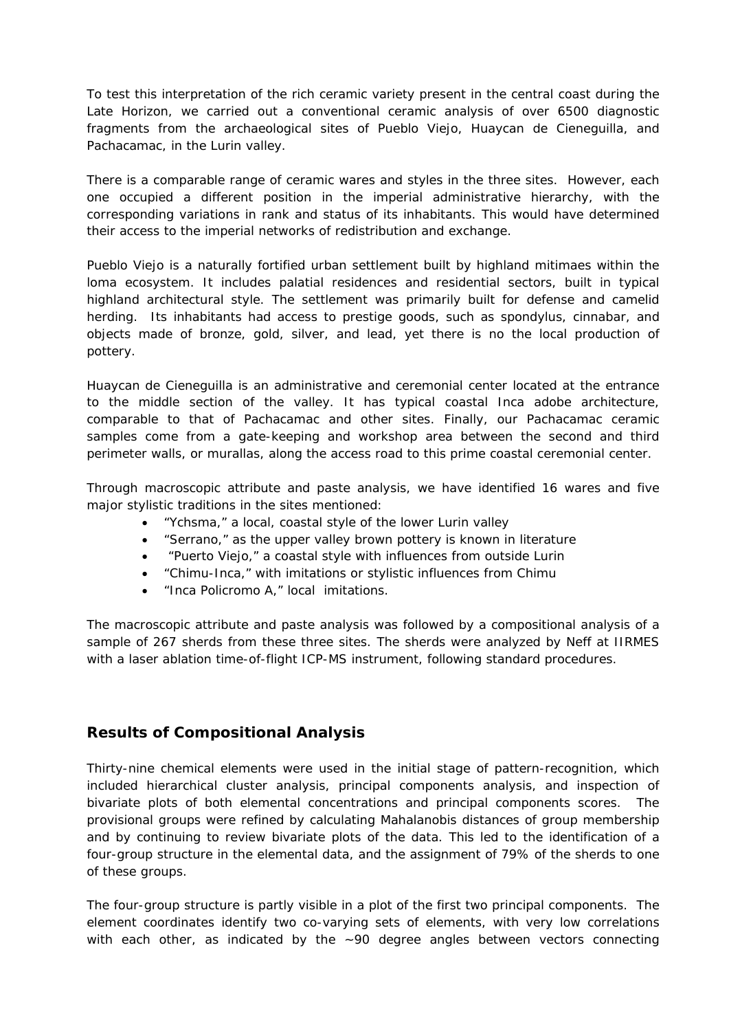To test this interpretation of the rich ceramic variety present in the central coast during the Late Horizon, we carried out a conventional ceramic analysis of over 6500 diagnostic fragments from the archaeological sites of Pueblo Viejo, Huaycan de Cieneguilla, and Pachacamac, in the Lurin valley.

There is a comparable range of ceramic wares and styles in the three sites. However, each one occupied a different position in the imperial administrative hierarchy, with the corresponding variations in rank and status of its inhabitants. This would have determined their access to the imperial networks of redistribution and exchange.

Pueblo Viejo is a naturally fortified urban settlement built by highland mitimaes within the loma ecosystem. It includes palatial residences and residential sectors, built in typical highland architectural style. The settlement was primarily built for defense and camelid herding. Its inhabitants had access to prestige goods, such as spondylus, cinnabar, and objects made of bronze, gold, silver, and lead, yet there is no the local production of pottery.

Huaycan de Cieneguilla is an administrative and ceremonial center located at the entrance to the middle section of the valley. It has typical coastal Inca adobe architecture, comparable to that of Pachacamac and other sites. Finally, our Pachacamac ceramic samples come from a gate-keeping and workshop area between the second and third perimeter walls, or murallas, along the access road to this prime coastal ceremonial center.

Through macroscopic attribute and paste analysis, we have identified 16 wares and five major stylistic traditions in the sites mentioned:

- "Ychsma," a local, coastal style of the lower Lurin valley
- "Serrano," as the upper valley brown pottery is known in literature
- "Puerto Viejo," a coastal style with influences from outside Lurin
- "Chimu-Inca," with imitations or stylistic influences from Chimu
- "Inca Policromo A," local imitations.

The macroscopic attribute and paste analysis was followed by a compositional analysis of a sample of 267 sherds from these three sites. The sherds were analyzed by Neff at IIRMES with a laser ablation time-of-flight ICP-MS instrument, following standard procedures.

## Results of Compositional Analysis

Thirty-nine chemical elements were used in the initial stage of pattern-recognition, which included hierarchical cluster analysis, principal components analysis, and inspection of bivariate plots of both elemental concentrations and principal components scores. The provisional groups were refined by calculating Mahalanobis distances of group membership and by continuing to review bivariate plots of the data. This led to the identification of a four-group structure in the elemental data, and the assignment of 79% of the sherds to one of these groups.

The four-group structure is partly visible in a plot of the first two principal components. The element coordinates identify two co-varying sets of elements, with very low correlations with each other, as indicated by the ~90 degree angles between vectors connecting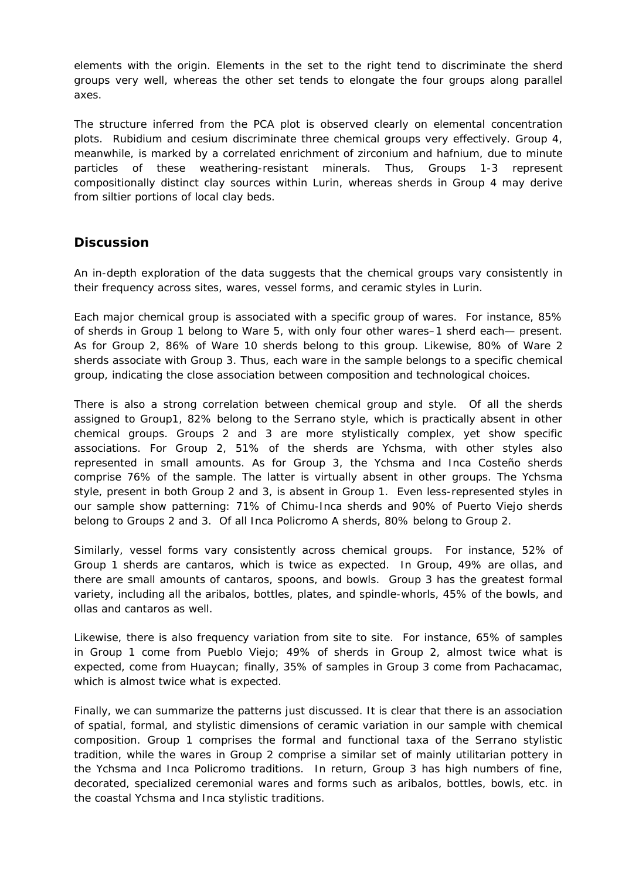elements with the origin. Elements in the set to the right tend to discriminate the sherd groups very well, whereas the other set tends to elongate the four groups along parallel axes.

The structure inferred from the PCA plot is observed clearly on elemental concentration plots. Rubidium and cesium discriminate three chemical groups very effectively. Group 4, meanwhile, is marked by a correlated enrichment of zirconium and hafnium, due to minute particles of these weathering-resistant minerals. Thus, Groups 1-3 represent compositionally distinct clay sources within Lurin, whereas sherds in Group 4 may derive from siltier portions of local clay beds.

## Discussion

An in-depth exploration of the data suggests that the chemical groups vary consistently in their frequency across sites, wares, vessel forms, and ceramic styles in Lurin.

Each major chemical group is associated with a specific group of wares. For instance, 85% of sherds in Group 1 belong to Ware 5, with only four other wares–1 sherd each— present. As for Group 2, 86% of Ware 10 sherds belong to this group. Likewise, 80% of Ware 2 sherds associate with Group 3. Thus, each ware in the sample belongs to a specific chemical group, indicating the close association between composition and technological choices.

There is also a strong correlation between chemical group and style. Of all the sherds assigned to Group1, 82% belong to the Serrano style, which is practically absent in other chemical groups. Groups 2 and 3 are more stylistically complex, yet show specific associations. For Group 2, 51% of the sherds are Ychsma, with other styles also represented in small amounts. As for Group 3, the Ychsma and Inca Costeño sherds comprise 76% of the sample. The latter is virtually absent in other groups. The Ychsma style, present in both Group 2 and 3, is absent in Group 1. Even less-represented styles in our sample show patterning: 71% of Chimu-Inca sherds and 90% of Puerto Viejo sherds belong to Groups 2 and 3. Of all Inca Policromo A sherds, 80% belong to Group 2.

Similarly, vessel forms vary consistently across chemical groups. For instance, 52% of Group 1 sherds are cantaros, which is twice as expected. In Group, 49% are ollas, and there are small amounts of cantaros, spoons, and bowls. Group 3 has the greatest formal variety, including all the aribalos, bottles, plates, and spindle-whorls, 45% of the bowls, and ollas and cantaros as well.

Likewise, there is also frequency variation from site to site. For instance, 65% of samples in Group 1 come from Pueblo Viejo; 49% of sherds in Group 2, almost twice what is expected, come from Huaycan; finally, 35% of samples in Group 3 come from Pachacamac, which is almost twice what is expected.

Finally, we can summarize the patterns just discussed. It is clear that there is an association of spatial, formal, and stylistic dimensions of ceramic variation in our sample with chemical composition. Group 1 comprises the formal and functional taxa of the Serrano stylistic tradition, while the wares in Group 2 comprise a similar set of mainly utilitarian pottery in the Ychsma and Inca Policromo traditions. In return, Group 3 has high numbers of fine, decorated, specialized ceremonial wares and forms such as aribalos, bottles, bowls, etc. in the coastal Ychsma and Inca stylistic traditions.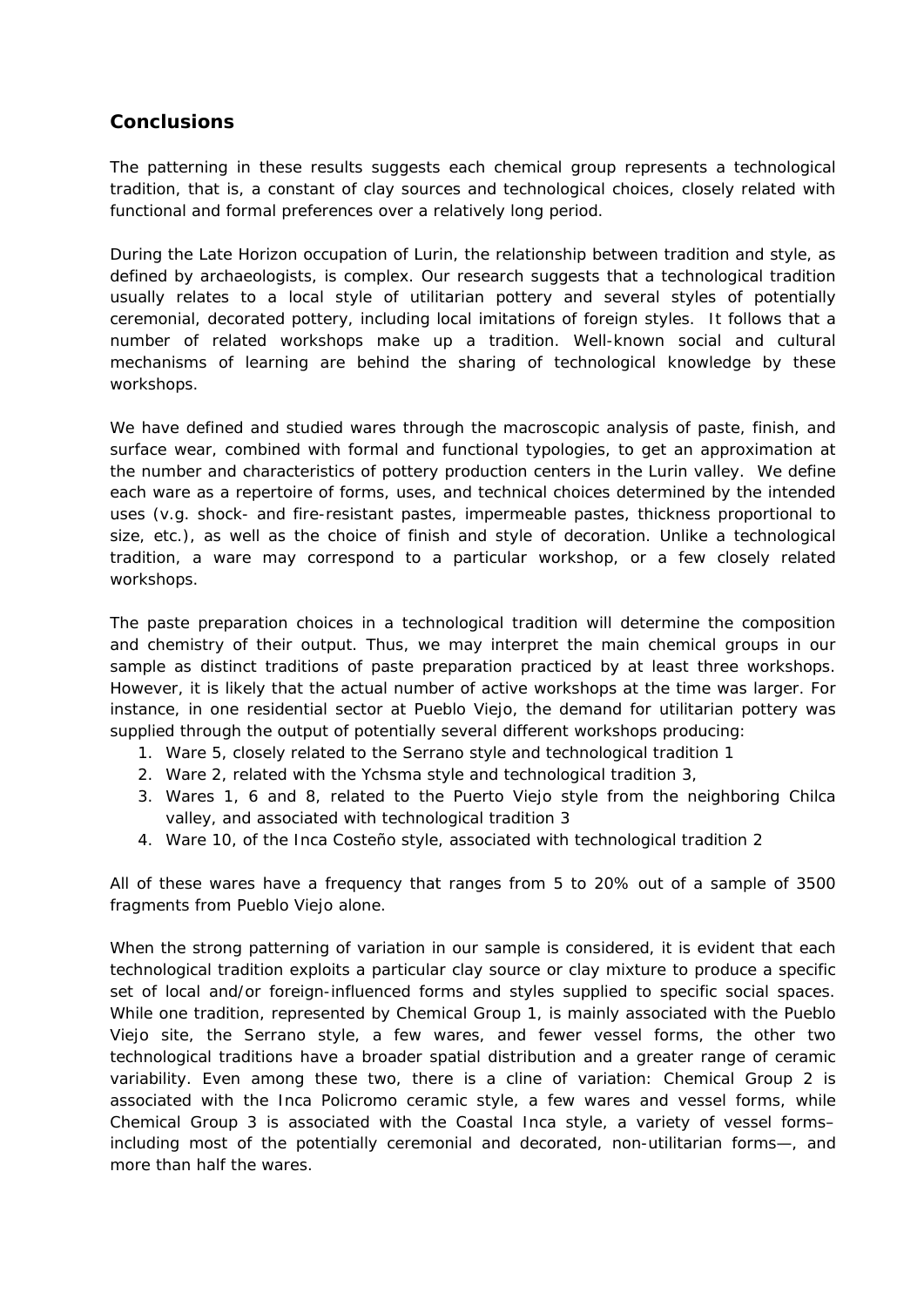## Conclusions

The patterning in these results suggests each chemical group represents a technological tradition, that is, a constant of clay sources and technological choices, closely related with functional and formal preferences over a relatively long period.

During the Late Horizon occupation of Lurin, the relationship between tradition and style, as defined by archaeologists, is complex. Our research suggests that a technological tradition usually relates to a local style of utilitarian pottery and several styles of potentially ceremonial, decorated pottery, including local imitations of foreign styles. It follows that a number of related workshops make up a tradition. Well-known social and cultural mechanisms of learning are behind the sharing of technological knowledge by these workshops.

We have defined and studied wares through the macroscopic analysis of paste, finish, and surface wear, combined with formal and functional typologies, to get an approximation at the number and characteristics of pottery production centers in the Lurin valley. We define each ware as a repertoire of forms, uses, and technical choices determined by the intended uses (v.g. shock- and fire-resistant pastes, impermeable pastes, thickness proportional to size, etc.), as well as the choice of finish and style of decoration. Unlike a technological tradition, a ware may correspond to a particular workshop, or a few closely related workshops.

The paste preparation choices in a technological tradition will determine the composition and chemistry of their output. Thus, we may interpret the main chemical groups in our sample as distinct traditions of paste preparation practiced by at least three workshops. However, it is likely that the actual number of active workshops at the time was larger. For instance, in one residential sector at Pueblo Viejo, the demand for utilitarian pottery was supplied through the output of potentially several different workshops producing:

1. Ware 5, closely related to the Serrano style and technological tradition 1
2. Ware 2, related with the Ychsma style and technological tradition 3,
3. Wares 1, 6 and 8, related to the Puerto Viejo style from the neighboring Chilca valley, and associated with technological tradition 3
4. Ware 10, of the Inca Costeño style, associated with technological tradition 2

All of these wares have a frequency that ranges from 5 to 20% out of a sample of 3500 fragments from Pueblo Viejo alone.

When the strong patterning of variation in our sample is considered, it is evident that each technological tradition exploits a particular clay source or clay mixture to produce a specific set of local and/or foreign-influenced forms and styles supplied to specific social spaces. While one tradition, represented by Chemical Group 1, is mainly associated with the Pueblo Viejo site, the Serrano style, a few wares, and fewer vessel forms, the other two technological traditions have a broader spatial distribution and a greater range of ceramic variability. Even among these two, there is a cline of variation: Chemical Group 2 is associated with the Inca Policromo ceramic style, a few wares and vessel forms, while Chemical Group 3 is associated with the Coastal Inca style, a variety of vessel forms– including most of the potentially ceremonial and decorated, non-utilitarian forms—, and more than half the wares.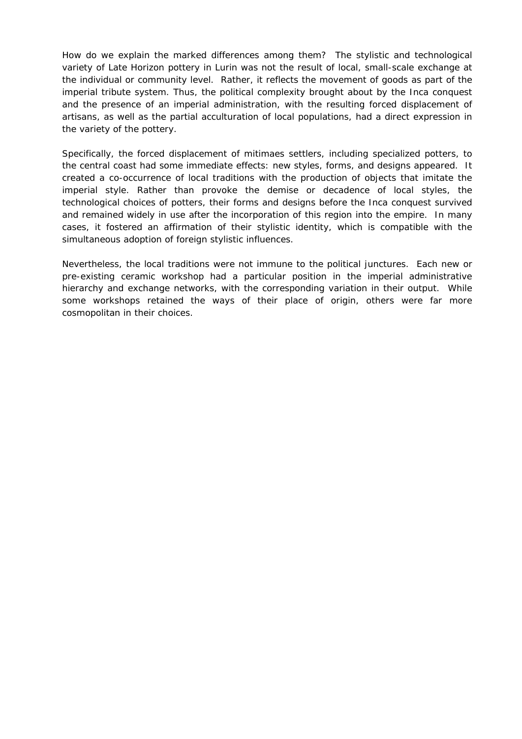How do we explain the marked differences among them? The stylistic and technological variety of Late Horizon pottery in Lurin was not the result of local, small-scale exchange at the individual or community level. Rather, it reflects the movement of goods as part of the imperial tribute system. Thus, the political complexity brought about by the Inca conquest and the presence of an imperial administration, with the resulting forced displacement of artisans, as well as the partial acculturation of local populations, had a direct expression in the variety of the pottery.

Specifically, the forced displacement of mitimaes settlers, including specialized potters, to the central coast had some immediate effects: new styles, forms, and designs appeared. It created a co-occurrence of local traditions with the production of objects that imitate the imperial style. Rather than provoke the demise or decadence of local styles, the technological choices of potters, their forms and designs before the Inca conquest survived and remained widely in use after the incorporation of this region into the empire. In many cases, it fostered an affirmation of their stylistic identity, which is compatible with the simultaneous adoption of foreign stylistic influences.

Nevertheless, the local traditions were not immune to the political junctures. Each new or pre-existing ceramic workshop had a particular position in the imperial administrative hierarchy and exchange networks, with the corresponding variation in their output. While some workshops retained the ways of their place of origin, others were far more cosmopolitan in their choices.